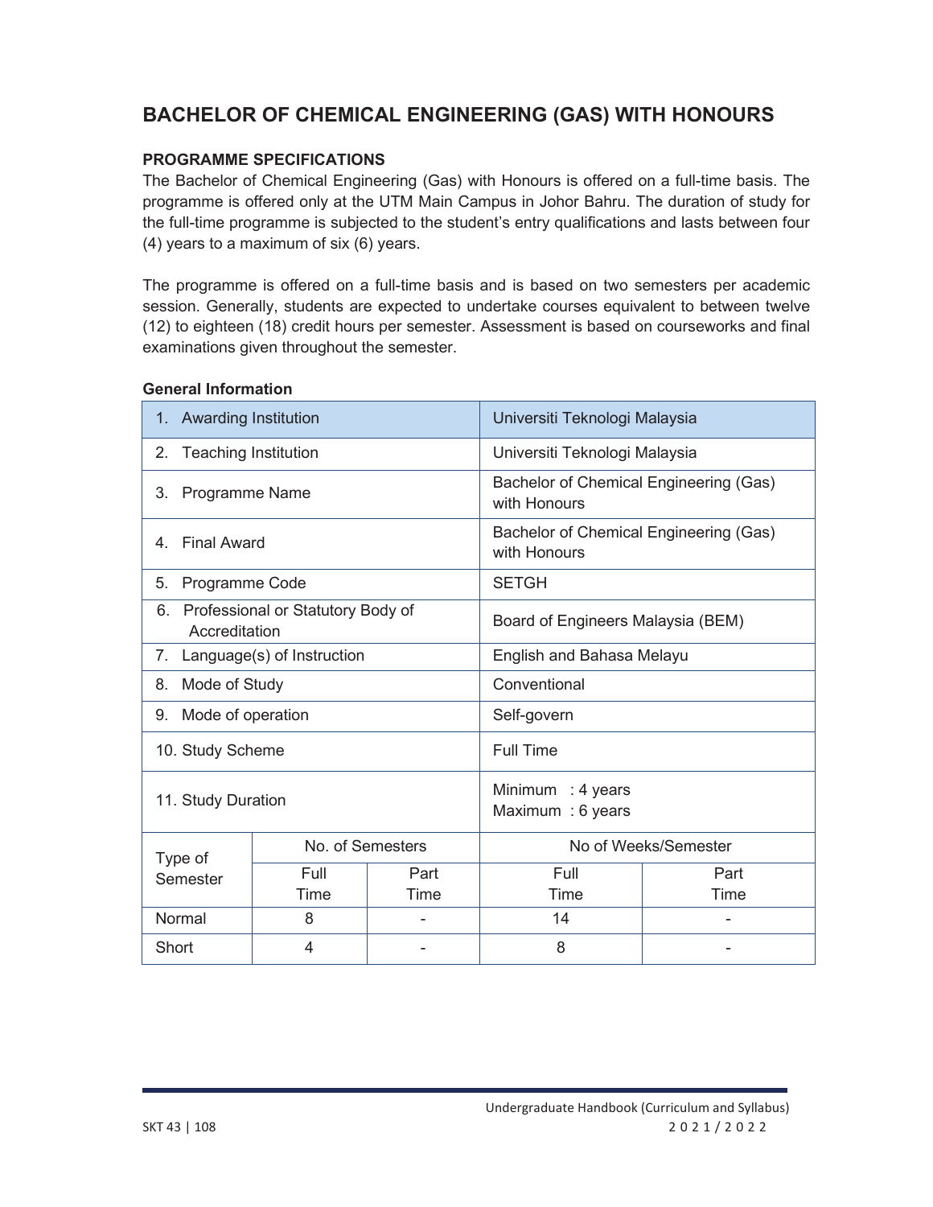# BACHELOR OF CHEMICAL ENGINEERING (GAS) WITH HONOURS

### PROGRAMME SPECIFICATIONS

The Bachelor of Chemical Engineering (Gas) with Honours is offered on a full-time basis. The programme is offered only at the UTM Main Campus in Johor Bahru. The duration of study for the full-time programme is subjected to the student's entry qualifications and lasts between four (4) years to a maximum of six (6) years.

The programme is offered on a full-time basis and is based on two semesters per academic session. Generally, students are expected to undertake courses equivalent to between twelve (12) to eighteen (18) credit hours per semester. Assessment is based on courseworks and final examinations given throughout the semester.

**General Information**

| | | | | |
|---|---|---|---|---|
| 1. Awarding Institution | | | Universiti Teknologi Malaysia | |
| 2. Teaching Institution | | | Universiti Teknologi Malaysia | |
| 3. Programme Name | | | Bachelor of Chemical Engineering (Gas) with Honours | |
| 4. Final Award | | | Bachelor of Chemical Engineering (Gas) with Honours | |
| 5. Programme Code | | | SETGH | |
| 6. Professional or Statutory Body of Accreditation | | | Board of Engineers Malaysia (BEM) | |
| 7. Language(s) of Instruction | | | English and Bahasa Melayu | |
| 8. Mode of Study | | | Conventional | |
| 9. Mode of operation | | | Self-govern | |
| 10. Study Scheme | | | Full Time | |
| 11. Study Duration | | | Minimum : 4 years<br>Maximum : 6 years | |
| Type of Semester | No. of Semesters | | No of Weeks/Semester | |
| | Full Time | Part Time | Full Time | Part Time |
| Normal | 8 | - | 14 | - |
| Short | 4 | - | 8 | - |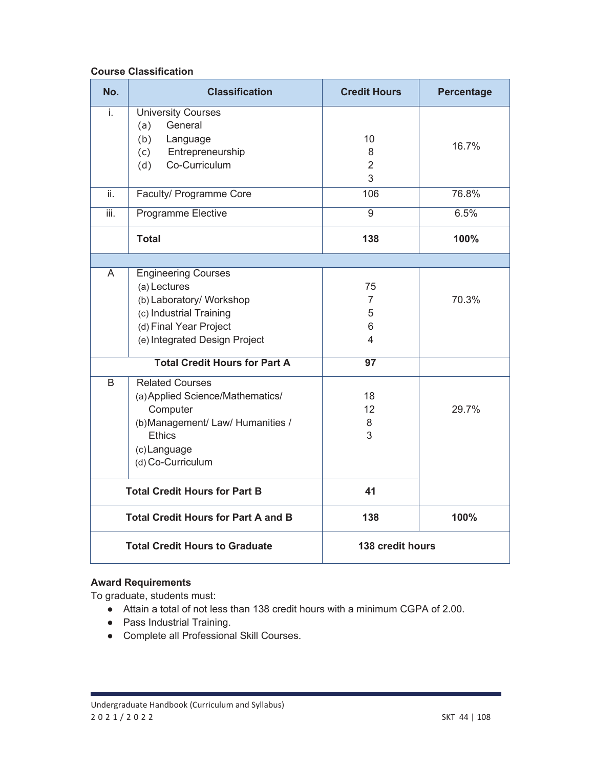**Course Classification**

| No. | Classification | Credit Hours | Percentage |
|---|---|---|---|
| i. | University Courses<br>(a) General<br>(b) Language<br>(c) Entrepreneurship<br>(d) Co-Curriculum | <br>10<br>8<br>2<br>3 | 16.7% |
| ii. | Faculty/ Programme Core | 106 | 76.8% |
| iii. | Programme Elective | 9 | 6.5% |
| | **Total** | **138** | **100%** |
| | | | |
| A | Engineering Courses<br>(a) Lectures<br>(b) Laboratory/ Workshop<br>(c) Industrial Training<br>(d) Final Year Project<br>(e) Integrated Design Project | <br>75<br>7<br>5<br>6<br>4 | 70.3% |
| | **Total Credit Hours for Part A** | **97** | |
| B | Related Courses<br>(a) Applied Science/Mathematics/ Computer<br>(b) Management/ Law/ Humanities / Ethics<br>(c) Language<br>(d) Co-Curriculum | <br>18<br>12<br>8<br>3 | 29.7% |
| | **Total Credit Hours for Part B** | **41** | |
| | **Total Credit Hours for Part A and B** | **138** | **100%** |
| | **Total Credit Hours to Graduate** | **138 credit hours** | |

**Award Requirements**

To graduate, students must:

- Attain a total of not less than 138 credit hours with a minimum CGPA of 2.00.
- Pass Industrial Training.
- Complete all Professional Skill Courses.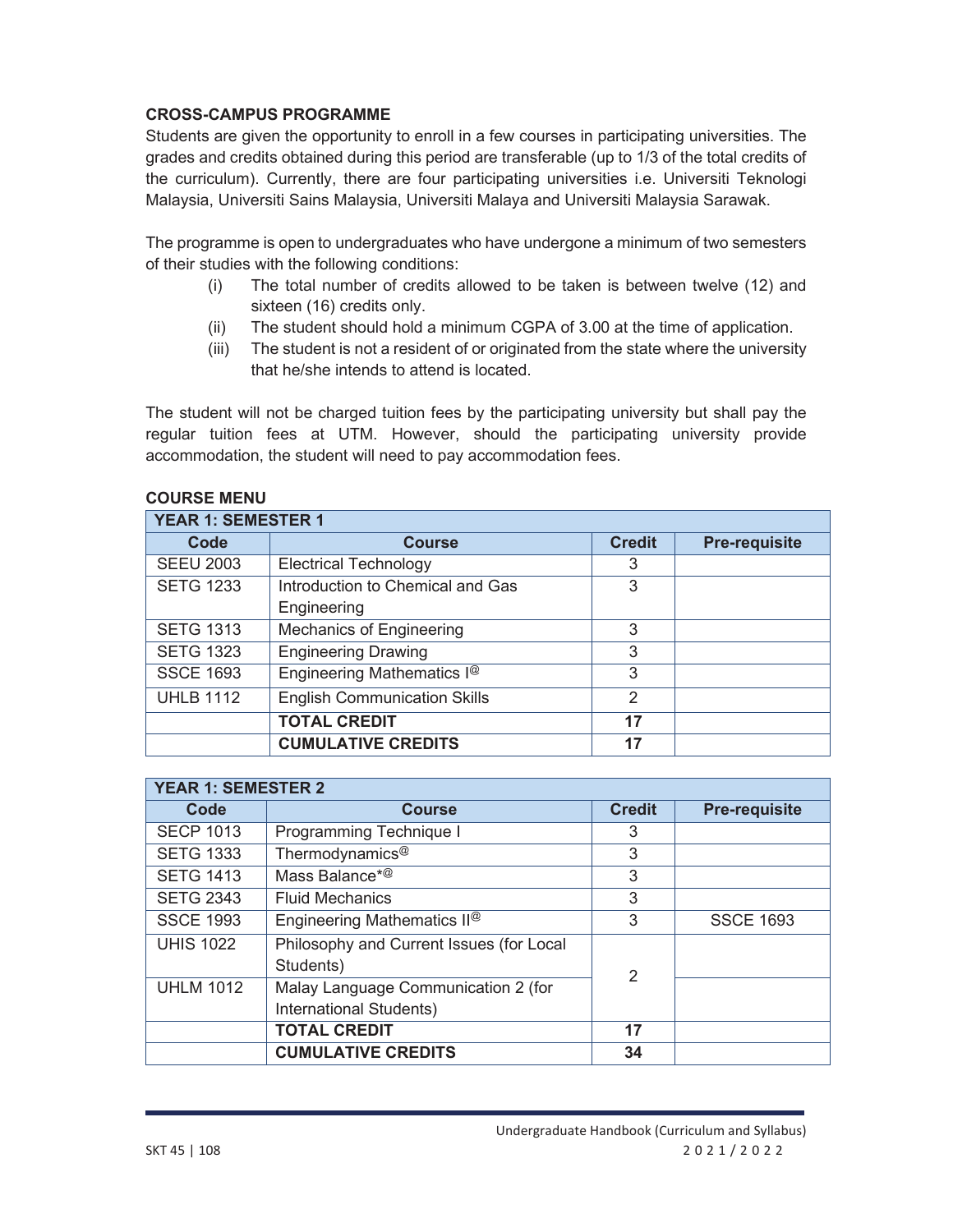**CROSS-CAMPUS PROGRAMME**

Students are given the opportunity to enroll in a few courses in participating universities. The grades and credits obtained during this period are transferable (up to 1/3 of the total credits of the curriculum). Currently, there are four participating universities i.e. Universiti Teknologi Malaysia, Universiti Sains Malaysia, Universiti Malaya and Universiti Malaysia Sarawak.

The programme is open to undergraduates who have undergone a minimum of two semesters of their studies with the following conditions:

(i) The total number of credits allowed to be taken is between twelve (12) and sixteen (16) credits only.

(ii) The student should hold a minimum CGPA of 3.00 at the time of application.

(iii) The student is not a resident of or originated from the state where the university that he/she intends to attend is located.

The student will not be charged tuition fees by the participating university but shall pay the regular tuition fees at UTM. However, should the participating university provide accommodation, the student will need to pay accommodation fees.

**COURSE MENU**

| YEAR 1: SEMESTER 1 | | | |
|---|---|---|---|
| **Code** | **Course** | **Credit** | **Pre-requisite** |
| SEEU 2003 | Electrical Technology | 3 | |
| SETG 1233 | Introduction to Chemical and Gas Engineering | 3 | |
| SETG 1313 | Mechanics of Engineering | 3 | |
| SETG 1323 | Engineering Drawing | 3 | |
| SSCE 1693 | Engineering Mathematics I@ | 3 | |
| UHLB 1112 | English Communication Skills | 2 | |
| | **TOTAL CREDIT** | **17** | |
| | **CUMULATIVE CREDITS** | **17** | |

| YEAR 1: SEMESTER 2 | | | |
|---|---|---|---|
| **Code** | **Course** | **Credit** | **Pre-requisite** |
| SECP 1013 | Programming Technique I | 3 | |
| SETG 1333 | Thermodynamics@ | 3 | |
| SETG 1413 | Mass Balance*@ | 3 | |
| SETG 2343 | Fluid Mechanics | 3 | |
| SSCE 1993 | Engineering Mathematics II@ | 3 | SSCE 1693 |
| UHIS 1022 | Philosophy and Current Issues (for Local Students) | 2 | |
| UHLM 1012 | Malay Language Communication 2 (for International Students) | | |
| | **TOTAL CREDIT** | **17** | |
| | **CUMULATIVE CREDITS** | **34** | |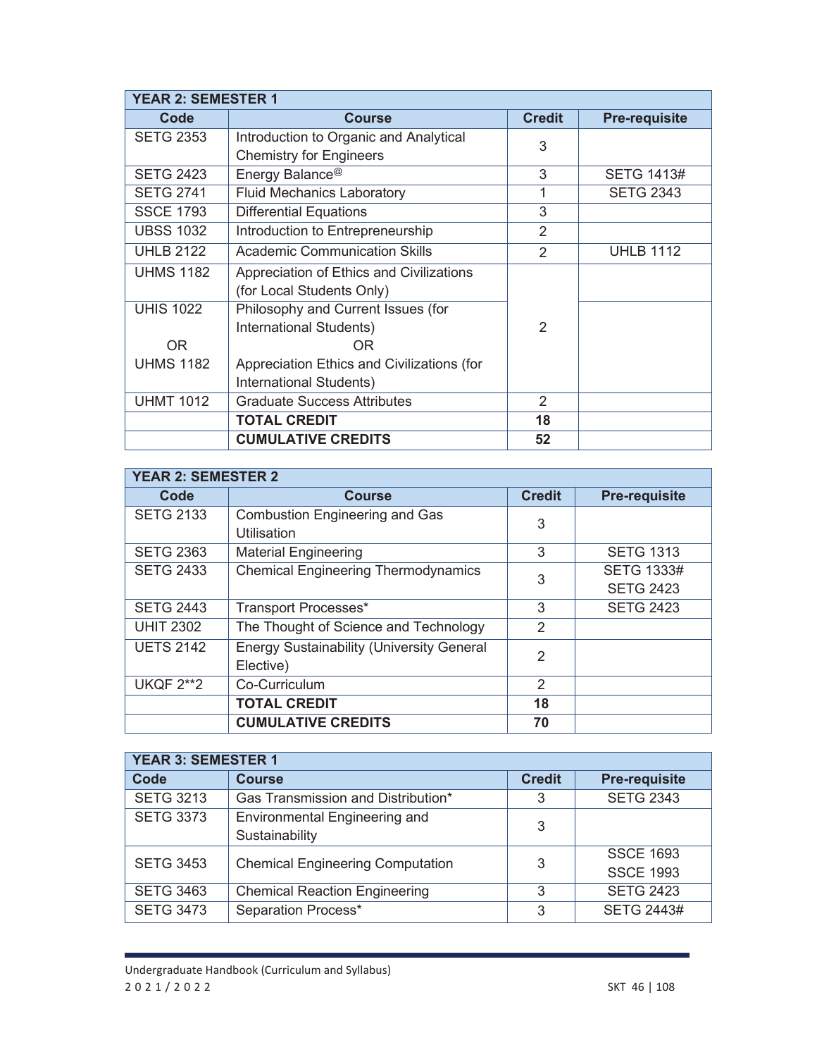| YEAR 2: SEMESTER 1 | | | |
|---|---|---|---|
| **Code** | **Course** | **Credit** | **Pre-requisite** |
| SETG 2353 | Introduction to Organic and Analytical Chemistry for Engineers | 3 | |
| SETG 2423 | Energy Balance@ | 3 | SETG 1413# |
| SETG 2741 | Fluid Mechanics Laboratory | 1 | SETG 2343 |
| SSCE 1793 | Differential Equations | 3 | |
| UBSS 1032 | Introduction to Entrepreneurship | 2 | |
| UHLB 2122 | Academic Communication Skills | 2 | UHLB 1112 |
| UHMS 1182 | Appreciation of Ethics and Civilizations (for Local Students Only) | 2 | |
| UHIS 1022 OR UHMS 1182 | Philosophy and Current Issues (for International Students) OR Appreciation Ethics and Civilizations (for International Students) | | |
| UHMT 1012 | Graduate Success Attributes | 2 | |
| | **TOTAL CREDIT** | **18** | |
| | **CUMULATIVE CREDITS** | **52** | |

| YEAR 2: SEMESTER 2 | | | |
|---|---|---|---|
| **Code** | **Course** | **Credit** | **Pre-requisite** |
| SETG 2133 | Combustion Engineering and Gas Utilisation | 3 | |
| SETG 2363 | Material Engineering | 3 | SETG 1313 |
| SETG 2433 | Chemical Engineering Thermodynamics | 3 | SETG 1333# SETG 2423 |
| SETG 2443 | Transport Processes* | 3 | SETG 2423 |
| UHIT 2302 | The Thought of Science and Technology | 2 | |
| UETS 2142 | Energy Sustainability (University General Elective) | 2 | |
| UKQF 2**2 | Co-Curriculum | 2 | |
| | **TOTAL CREDIT** | **18** | |
| | **CUMULATIVE CREDITS** | **70** | |

| YEAR 3: SEMESTER 1 | | | |
|---|---|---|---|
| **Code** | **Course** | **Credit** | **Pre-requisite** |
| SETG 3213 | Gas Transmission and Distribution* | 3 | SETG 2343 |
| SETG 3373 | Environmental Engineering and Sustainability | 3 | |
| SETG 3453 | Chemical Engineering Computation | 3 | SSCE 1693 SSCE 1993 |
| SETG 3463 | Chemical Reaction Engineering | 3 | SETG 2423 |
| SETG 3473 | Separation Process* | 3 | SETG 2443# |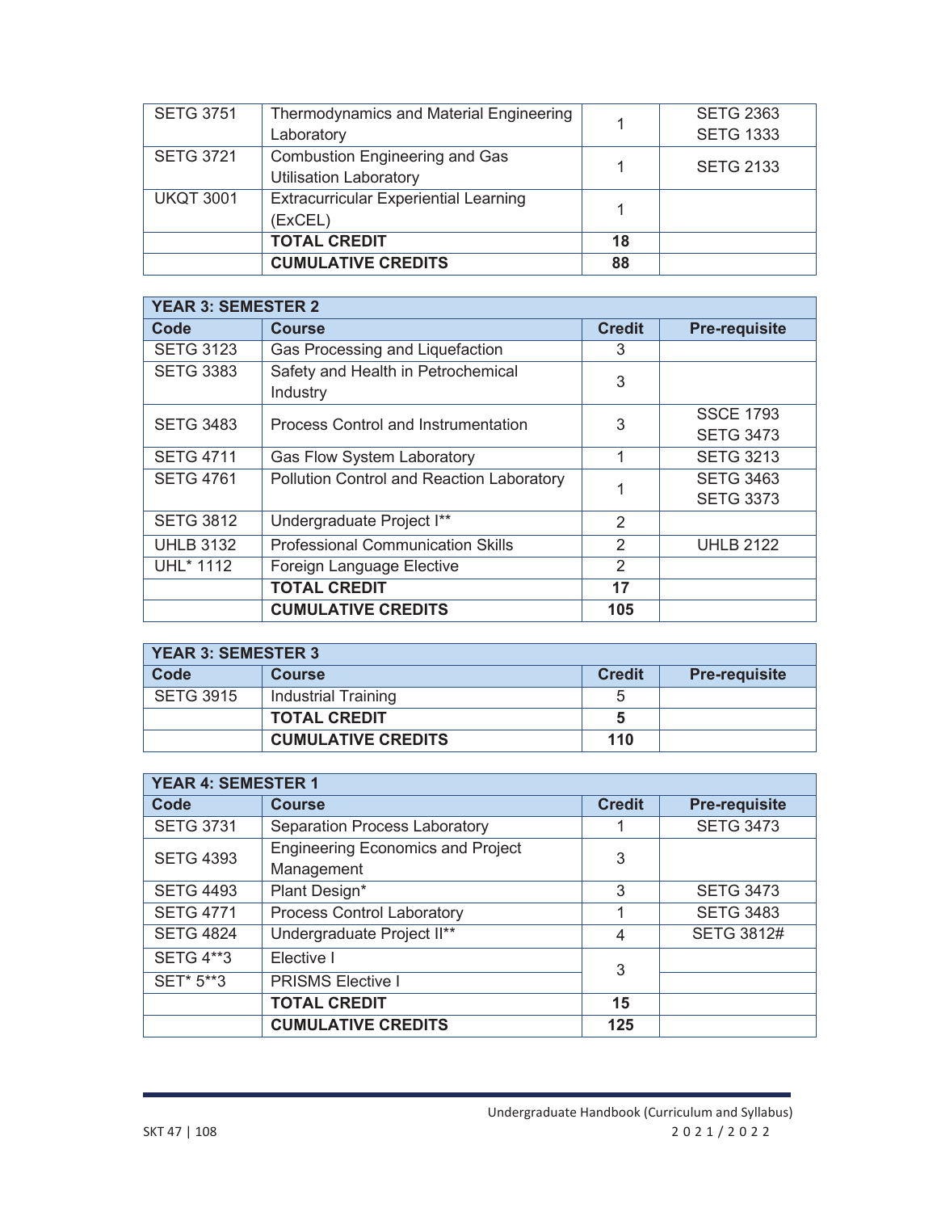| Code | Course | Credit | Pre-requisite |
|---|---|---|---|
| SETG 3751 | Thermodynamics and Material Engineering Laboratory | 1 | SETG 2363<br>SETG 1333 |
| SETG 3721 | Combustion Engineering and Gas Utilisation Laboratory | 1 | SETG 2133 |
| UKQT 3001 | Extracurricular Experiential Learning (ExCEL) | 1 | |
| | **TOTAL CREDIT** | **18** | |
| | **CUMULATIVE CREDITS** | **88** | |

| **YEAR 3: SEMESTER 2** | | | |
|---|---|---|---|
| **Code** | **Course** | **Credit** | **Pre-requisite** |
| SETG 3123 | Gas Processing and Liquefaction | 3 | |
| SETG 3383 | Safety and Health in Petrochemical Industry | 3 | |
| SETG 3483 | Process Control and Instrumentation | 3 | SSCE 1793<br>SETG 3473 |
| SETG 4711 | Gas Flow System Laboratory | 1 | SETG 3213 |
| SETG 4761 | Pollution Control and Reaction Laboratory | 1 | SETG 3463<br>SETG 3373 |
| SETG 3812 | Undergraduate Project I** | 2 | |
| UHLB 3132 | Professional Communication Skills | 2 | UHLB 2122 |
| UHL* 1112 | Foreign Language Elective | 2 | |
| | **TOTAL CREDIT** | **17** | |
| | **CUMULATIVE CREDITS** | **105** | |

| **YEAR 3: SEMESTER 3** | | | |
|---|---|---|---|
| **Code** | **Course** | **Credit** | **Pre-requisite** |
| SETG 3915 | Industrial Training | 5 | |
| | **TOTAL CREDIT** | **5** | |
| | **CUMULATIVE CREDITS** | **110** | |

| **YEAR 4: SEMESTER 1** | | | |
|---|---|---|---|
| **Code** | **Course** | **Credit** | **Pre-requisite** |
| SETG 3731 | Separation Process Laboratory | 1 | SETG 3473 |
| SETG 4393 | Engineering Economics and Project Management | 3 | |
| SETG 4493 | Plant Design* | 3 | SETG 3473 |
| SETG 4771 | Process Control Laboratory | 1 | SETG 3483 |
| SETG 4824 | Undergraduate Project II** | 4 | SETG 3812# |
| SETG 4**3 | Elective I | 3 | |
| SET* 5**3 | PRISMS Elective I | | |
| | **TOTAL CREDIT** | **15** | |
| | **CUMULATIVE CREDITS** | **125** | |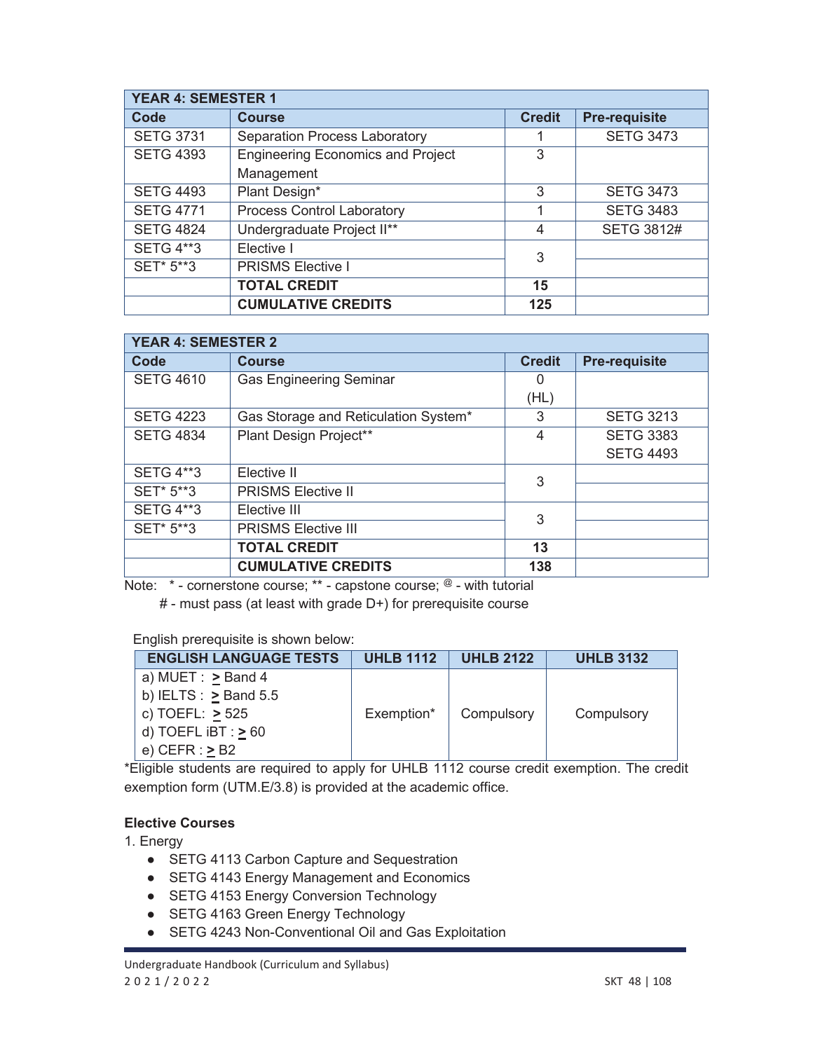| YEAR 4: SEMESTER 1 | | | |
|---|---|---|---|
| **Code** | **Course** | **Credit** | **Pre-requisite** |
| SETG 3731 | Separation Process Laboratory | 1 | SETG 3473 |
| SETG 4393 | Engineering Economics and Project Management | 3 | |
| SETG 4493 | Plant Design* | 3 | SETG 3473 |
| SETG 4771 | Process Control Laboratory | 1 | SETG 3483 |
| SETG 4824 | Undergraduate Project II** | 4 | SETG 3812# |
| SETG 4**3 | Elective I | 3 | |
| SET* 5**3 | PRISMS Elective I | | |
| | **TOTAL CREDIT** | **15** | |
| | **CUMULATIVE CREDITS** | **125** | |

| YEAR 4: SEMESTER 2 | | | |
|---|---|---|---|
| **Code** | **Course** | **Credit** | **Pre-requisite** |
| SETG 4610 | Gas Engineering Seminar | 0 (HL) | |
| SETG 4223 | Gas Storage and Reticulation System* | 3 | SETG 3213 |
| SETG 4834 | Plant Design Project** | 4 | SETG 3383<br>SETG 4493 |
| SETG 4**3 | Elective II | 3 | |
| SET* 5**3 | PRISMS Elective II | | |
| SETG 4**3 | Elective III | 3 | |
| SET* 5**3 | PRISMS Elective III | | |
| | **TOTAL CREDIT** | **13** | |
| | **CUMULATIVE CREDITS** | **138** | |

Note: * - cornerstone course; ** - capstone course; @ - with tutorial
# - must pass (at least with grade D+) for prerequisite course

English prerequisite is shown below:

| ENGLISH LANGUAGE TESTS | UHLB 1112 | UHLB 2122 | UHLB 3132 |
|---|---|---|---|
| a) MUET : ≥ Band 4<br>b) IELTS : ≥ Band 5.5<br>c) TOEFL: ≥ 525<br>d) TOEFL iBT : ≥ 60<br>e) CEFR : ≥ B2 | Exemption* | Compulsory | Compulsory |

*Eligible students are required to apply for UHLB 1112 course credit exemption. The credit exemption form (UTM.E/3.8) is provided at the academic office.

**Elective Courses**

1. Energy
   - SETG 4113 Carbon Capture and Sequestration
   - SETG 4143 Energy Management and Economics
   - SETG 4153 Energy Conversion Technology
   - SETG 4163 Green Energy Technology
   - SETG 4243 Non-Conventional Oil and Gas Exploitation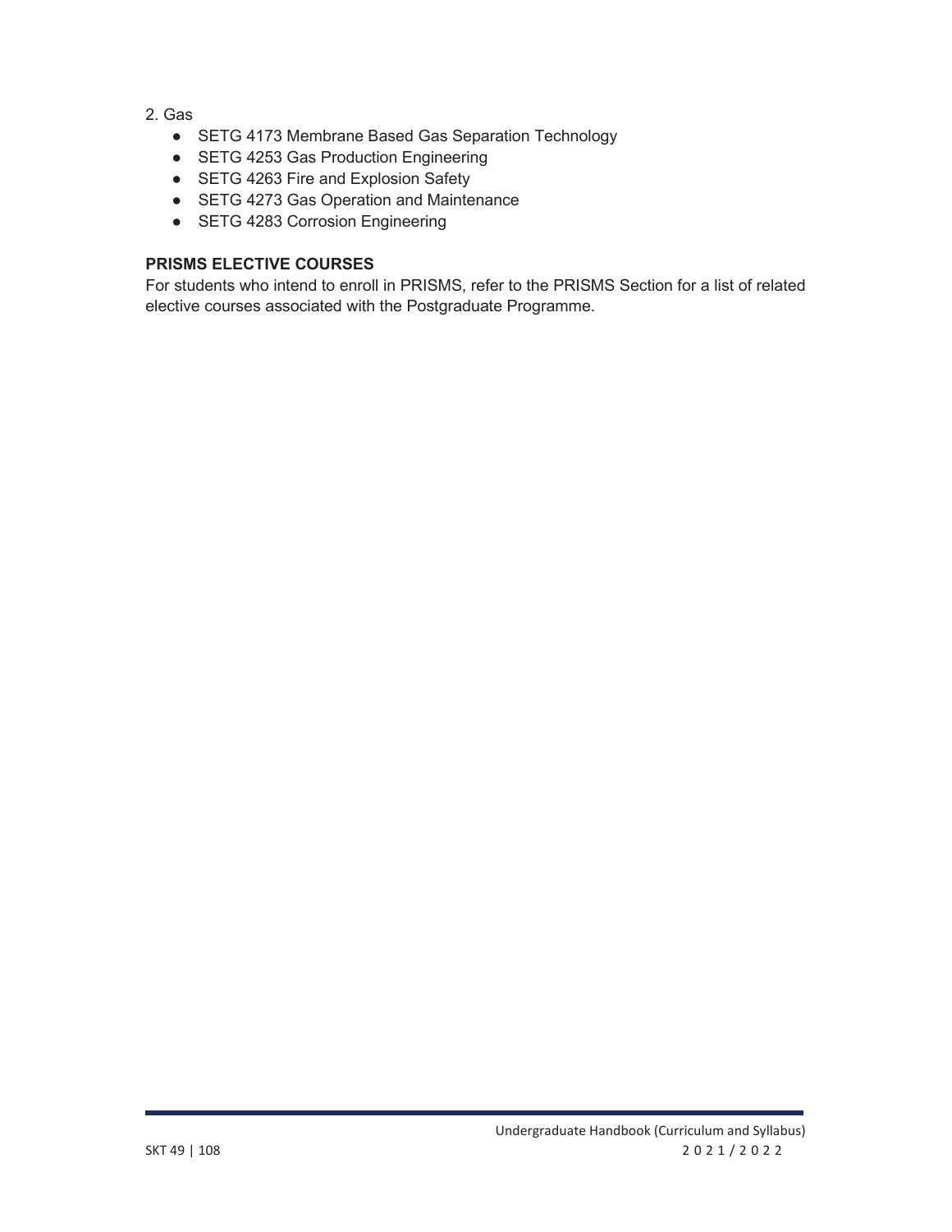2. Gas

- SETG 4173 Membrane Based Gas Separation Technology
- SETG 4253 Gas Production Engineering
- SETG 4263 Fire and Explosion Safety
- SETG 4273 Gas Operation and Maintenance
- SETG 4283 Corrosion Engineering

**PRISMS ELECTIVE COURSES**

For students who intend to enroll in PRISMS, refer to the PRISMS Section for a list of related elective courses associated with the Postgraduate Programme.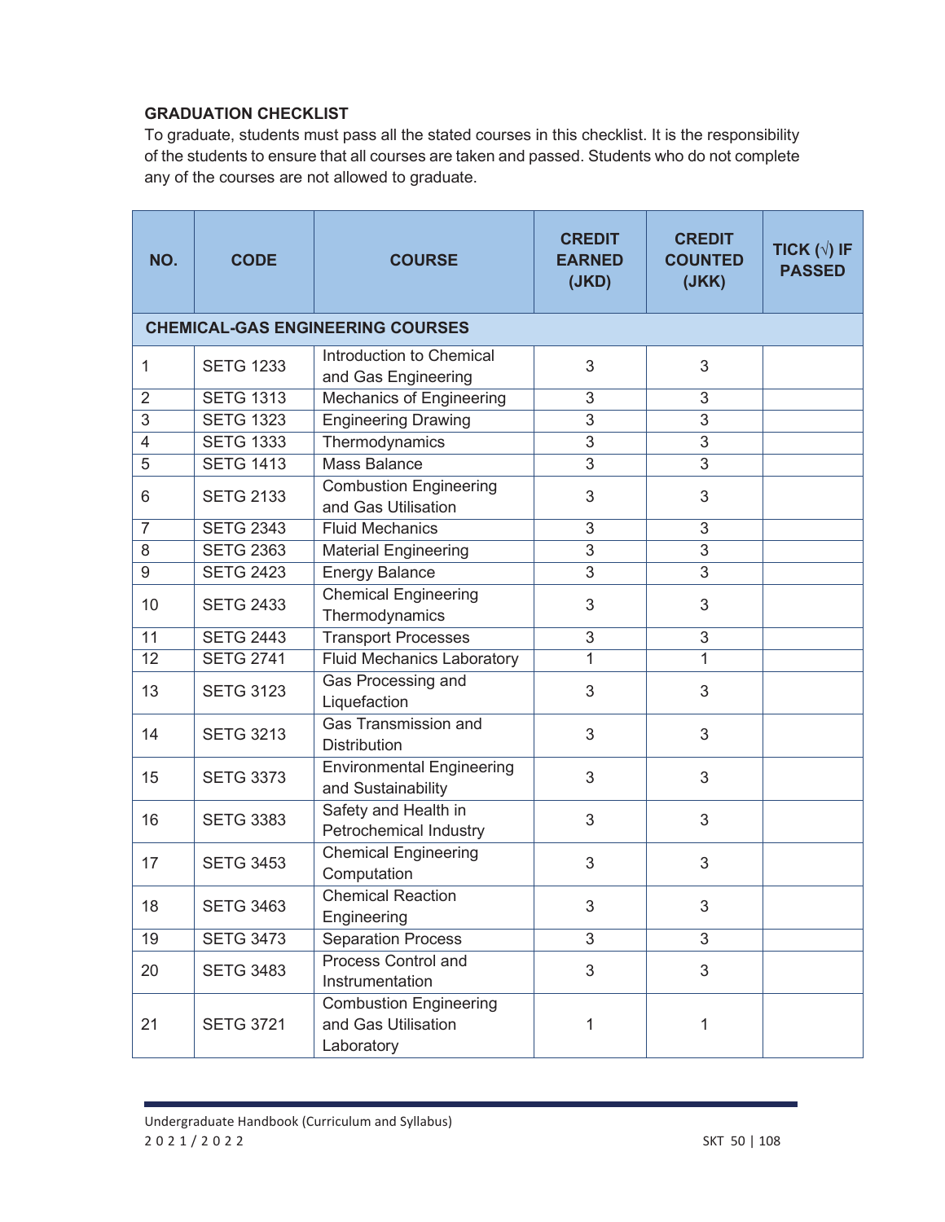### GRADUATION CHECKLIST

To graduate, students must pass all the stated courses in this checklist. It is the responsibility of the students to ensure that all courses are taken and passed. Students who do not complete any of the courses are not allowed to graduate.

| NO. | CODE | COURSE | CREDIT EARNED (JKD) | CREDIT COUNTED (JKK) | TICK (√) IF PASSED |
|---|---|---|---|---|---|
| **CHEMICAL-GAS ENGINEERING COURSES** | | | | | |
| 1 | SETG 1233 | Introduction to Chemical and Gas Engineering | 3 | 3 | |
| 2 | SETG 1313 | Mechanics of Engineering | 3 | 3 | |
| 3 | SETG 1323 | Engineering Drawing | 3 | 3 | |
| 4 | SETG 1333 | Thermodynamics | 3 | 3 | |
| 5 | SETG 1413 | Mass Balance | 3 | 3 | |
| 6 | SETG 2133 | Combustion Engineering and Gas Utilisation | 3 | 3 | |
| 7 | SETG 2343 | Fluid Mechanics | 3 | 3 | |
| 8 | SETG 2363 | Material Engineering | 3 | 3 | |
| 9 | SETG 2423 | Energy Balance | 3 | 3 | |
| 10 | SETG 2433 | Chemical Engineering Thermodynamics | 3 | 3 | |
| 11 | SETG 2443 | Transport Processes | 3 | 3 | |
| 12 | SETG 2741 | Fluid Mechanics Laboratory | 1 | 1 | |
| 13 | SETG 3123 | Gas Processing and Liquefaction | 3 | 3 | |
| 14 | SETG 3213 | Gas Transmission and Distribution | 3 | 3 | |
| 15 | SETG 3373 | Environmental Engineering and Sustainability | 3 | 3 | |
| 16 | SETG 3383 | Safety and Health in Petrochemical Industry | 3 | 3 | |
| 17 | SETG 3453 | Chemical Engineering Computation | 3 | 3 | |
| 18 | SETG 3463 | Chemical Reaction Engineering | 3 | 3 | |
| 19 | SETG 3473 | Separation Process | 3 | 3 | |
| 20 | SETG 3483 | Process Control and Instrumentation | 3 | 3 | |
| 21 | SETG 3721 | Combustion Engineering and Gas Utilisation Laboratory | 1 | 1 | |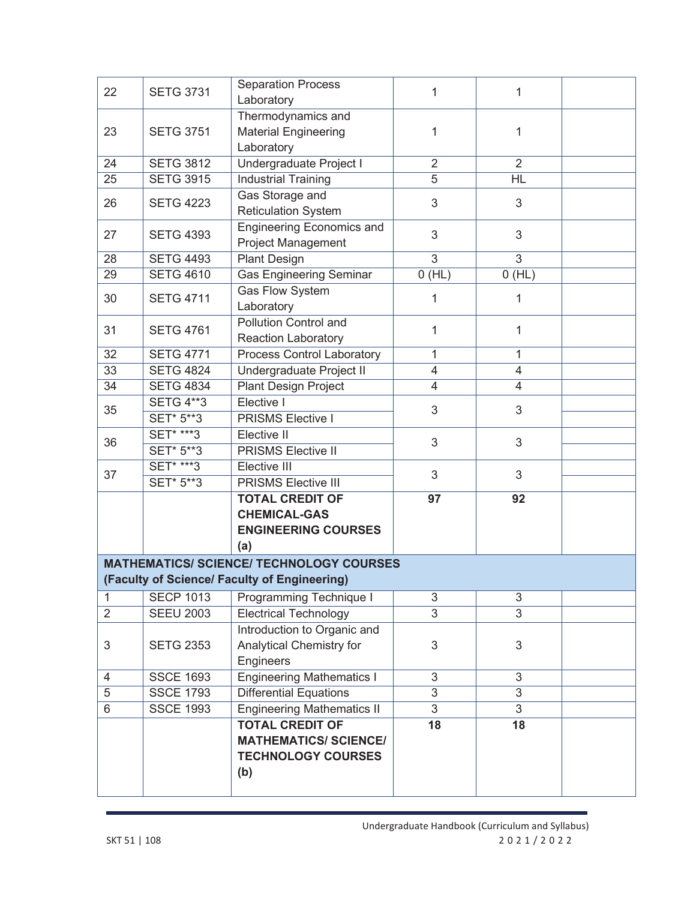| | | | | | |
|---|---|---|---|---|---|
| 22 | SETG 3731 | Separation Process Laboratory | 1 | 1 | |
| 23 | SETG 3751 | Thermodynamics and Material Engineering Laboratory | 1 | 1 | |
| 24 | SETG 3812 | Undergraduate Project I | 2 | 2 | |
| 25 | SETG 3915 | Industrial Training | 5 | HL | |
| 26 | SETG 4223 | Gas Storage and Reticulation System | 3 | 3 | |
| 27 | SETG 4393 | Engineering Economics and Project Management | 3 | 3 | |
| 28 | SETG 4493 | Plant Design | 3 | 3 | |
| 29 | SETG 4610 | Gas Engineering Seminar | 0 (HL) | 0 (HL) | |
| 30 | SETG 4711 | Gas Flow System Laboratory | 1 | 1 | |
| 31 | SETG 4761 | Pollution Control and Reaction Laboratory | 1 | 1 | |
| 32 | SETG 4771 | Process Control Laboratory | 1 | 1 | |
| 33 | SETG 4824 | Undergraduate Project II | 4 | 4 | |
| 34 | SETG 4834 | Plant Design Project | 4 | 4 | |
| 35 | SETG 4**3 | Elective I | 3 | 3 | |
| | SET* 5**3 | PRISMS Elective I | | | |
| 36 | SET* ***3 | Elective II | 3 | 3 | |
| | SET* 5**3 | PRISMS Elective II | | | |
| 37 | SET* ***3 | Elective III | 3 | 3 | |
| | SET* 5**3 | PRISMS Elective III | | | |
| | | **TOTAL CREDIT OF CHEMICAL-GAS ENGINEERING COURSES (a)** | **97** | **92** | |
| **MATHEMATICS/ SCIENCE/ TECHNOLOGY COURSES (Faculty of Science/ Faculty of Engineering)** | | | | | |
| 1 | SECP 1013 | Programming Technique I | 3 | 3 | |
| 2 | SEEU 2003 | Electrical Technology | 3 | 3 | |
| 3 | SETG 2353 | Introduction to Organic and Analytical Chemistry for Engineers | 3 | 3 | |
| 4 | SSCE 1693 | Engineering Mathematics I | 3 | 3 | |
| 5 | SSCE 1793 | Differential Equations | 3 | 3 | |
| 6 | SSCE 1993 | Engineering Mathematics II | 3 | 3 | |
| | | **TOTAL CREDIT OF MATHEMATICS/ SCIENCE/ TECHNOLOGY COURSES (b)** | **18** | **18** | |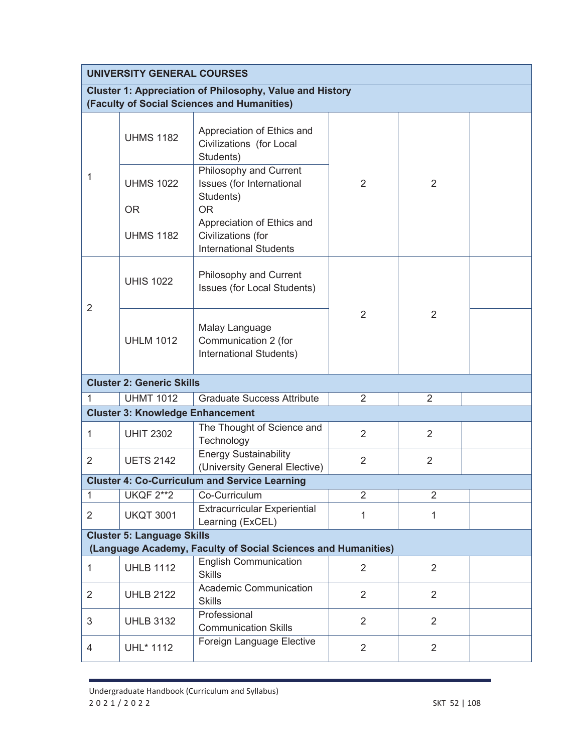| UNIVERSITY GENERAL COURSES | | | | | |
|---|---|---|---|---|---|
| **Cluster 1: Appreciation of Philosophy, Value and History (Faculty of Social Sciences and Humanities)** | | | | | |
| 1 | UHMS 1182 | Appreciation of Ethics and Civilizations (for Local Students) | 2 | 2 | |
| | UHMS 1022<br>OR<br>UHMS 1182 | Philosophy and Current Issues (for International Students)<br>OR<br>Appreciation of Ethics and Civilizations (for International Students | | | |
| 2 | UHIS 1022 | Philosophy and Current Issues (for Local Students) | 2 | 2 | |
| | UHLM 1012 | Malay Language Communication 2 (for International Students) | | | |
| **Cluster 2: Generic Skills** | | | | | |
| 1 | UHMT 1012 | Graduate Success Attribute | 2 | 2 | |
| **Cluster 3: Knowledge Enhancement** | | | | | |
| 1 | UHIT 2302 | The Thought of Science and Technology | 2 | 2 | |
| 2 | UETS 2142 | Energy Sustainability (University General Elective) | 2 | 2 | |
| **Cluster 4: Co-Curriculum and Service Learning** | | | | | |
| 1 | UKQF 2**2 | Co-Curriculum | 2 | 2 | |
| 2 | UKQT 3001 | Extracurricular Experiential Learning (ExCEL) | 1 | 1 | |
| **Cluster 5: Language Skills (Language Academy, Faculty of Social Sciences and Humanities)** | | | | | |
| 1 | UHLB 1112 | English Communication Skills | 2 | 2 | |
| 2 | UHLB 2122 | Academic Communication Skills | 2 | 2 | |
| 3 | UHLB 3132 | Professional Communication Skills | 2 | 2 | |
| 4 | UHL* 1112 | Foreign Language Elective | 2 | 2 | |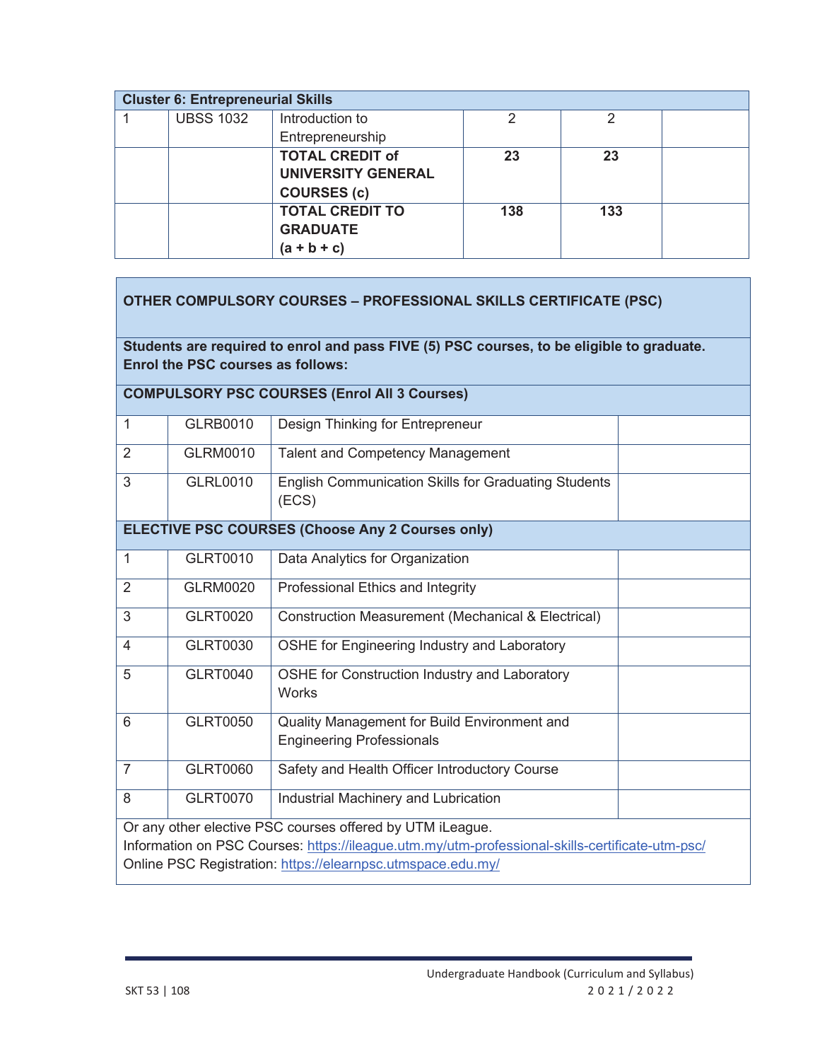| Cluster 6: Entrepreneurial Skills | | | | | |
|---|---|---|---|---|---|
| 1 | UBSS 1032 | Introduction to Entrepreneurship | 2 | 2 | |
| | | **TOTAL CREDIT of UNIVERSITY GENERAL COURSES (c)** | **23** | **23** | |
| | | **TOTAL CREDIT TO GRADUATE (a + b + c)** | **138** | **133** | |

| OTHER COMPULSORY COURSES – PROFESSIONAL SKILLS CERTIFICATE (PSC) | | | |
|---|---|---|---|
| **Students are required to enrol and pass FIVE (5) PSC courses, to be eligible to graduate. Enrol the PSC courses as follows:** | | | |
| **COMPULSORY PSC COURSES (Enrol All 3 Courses)** | | | |
| 1 | GLRB0010 | Design Thinking for Entrepreneur | |
| 2 | GLRM0010 | Talent and Competency Management | |
| 3 | GLRL0010 | English Communication Skills for Graduating Students (ECS) | |
| **ELECTIVE PSC COURSES (Choose Any 2 Courses only)** | | | |
| 1 | GLRT0010 | Data Analytics for Organization | |
| 2 | GLRM0020 | Professional Ethics and Integrity | |
| 3 | GLRT0020 | Construction Measurement (Mechanical & Electrical) | |
| 4 | GLRT0030 | OSHE for Engineering Industry and Laboratory | |
| 5 | GLRT0040 | OSHE for Construction Industry and Laboratory Works | |
| 6 | GLRT0050 | Quality Management for Build Environment and Engineering Professionals | |
| 7 | GLRT0060 | Safety and Health Officer Introductory Course | |
| 8 | GLRT0070 | Industrial Machinery and Lubrication | |
| Or any other elective PSC courses offered by UTM iLeague. Information on PSC Courses: https://ileague.utm.my/utm-professional-skills-certificate-utm-psc/ Online PSC Registration: https://elearnpsc.utmspace.edu.my/ | | | |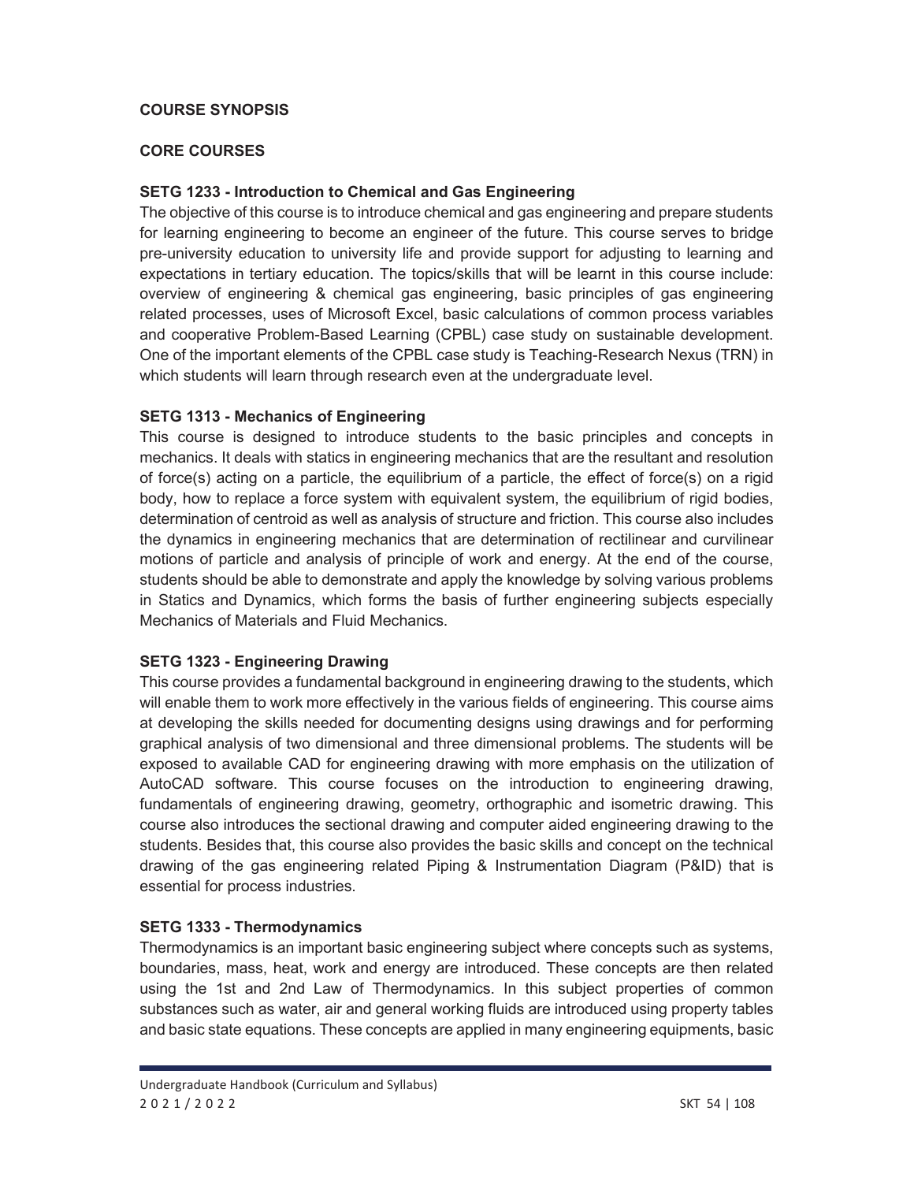## COURSE SYNOPSIS

### CORE COURSES

**SETG 1233 - Introduction to Chemical and Gas Engineering**

The objective of this course is to introduce chemical and gas engineering and prepare students for learning engineering to become an engineer of the future. This course serves to bridge pre-university education to university life and provide support for adjusting to learning and expectations in tertiary education. The topics/skills that will be learnt in this course include: overview of engineering & chemical gas engineering, basic principles of gas engineering related processes, uses of Microsoft Excel, basic calculations of common process variables and cooperative Problem-Based Learning (CPBL) case study on sustainable development. One of the important elements of the CPBL case study is Teaching-Research Nexus (TRN) in which students will learn through research even at the undergraduate level.

**SETG 1313 - Mechanics of Engineering**

This course is designed to introduce students to the basic principles and concepts in mechanics. It deals with statics in engineering mechanics that are the resultant and resolution of force(s) acting on a particle, the equilibrium of a particle, the effect of force(s) on a rigid body, how to replace a force system with equivalent system, the equilibrium of rigid bodies, determination of centroid as well as analysis of structure and friction. This course also includes the dynamics in engineering mechanics that are determination of rectilinear and curvilinear motions of particle and analysis of principle of work and energy. At the end of the course, students should be able to demonstrate and apply the knowledge by solving various problems in Statics and Dynamics, which forms the basis of further engineering subjects especially Mechanics of Materials and Fluid Mechanics.

**SETG 1323 - Engineering Drawing**

This course provides a fundamental background in engineering drawing to the students, which will enable them to work more effectively in the various fields of engineering. This course aims at developing the skills needed for documenting designs using drawings and for performing graphical analysis of two dimensional and three dimensional problems. The students will be exposed to available CAD for engineering drawing with more emphasis on the utilization of AutoCAD software. This course focuses on the introduction to engineering drawing, fundamentals of engineering drawing, geometry, orthographic and isometric drawing. This course also introduces the sectional drawing and computer aided engineering drawing to the students. Besides that, this course also provides the basic skills and concept on the technical drawing of the gas engineering related Piping & Instrumentation Diagram (P&ID) that is essential for process industries.

**SETG 1333 - Thermodynamics**

Thermodynamics is an important basic engineering subject where concepts such as systems, boundaries, mass, heat, work and energy are introduced. These concepts are then related using the 1st and 2nd Law of Thermodynamics. In this subject properties of common substances such as water, air and general working fluids are introduced using property tables and basic state equations. These concepts are applied in many engineering equipments, basic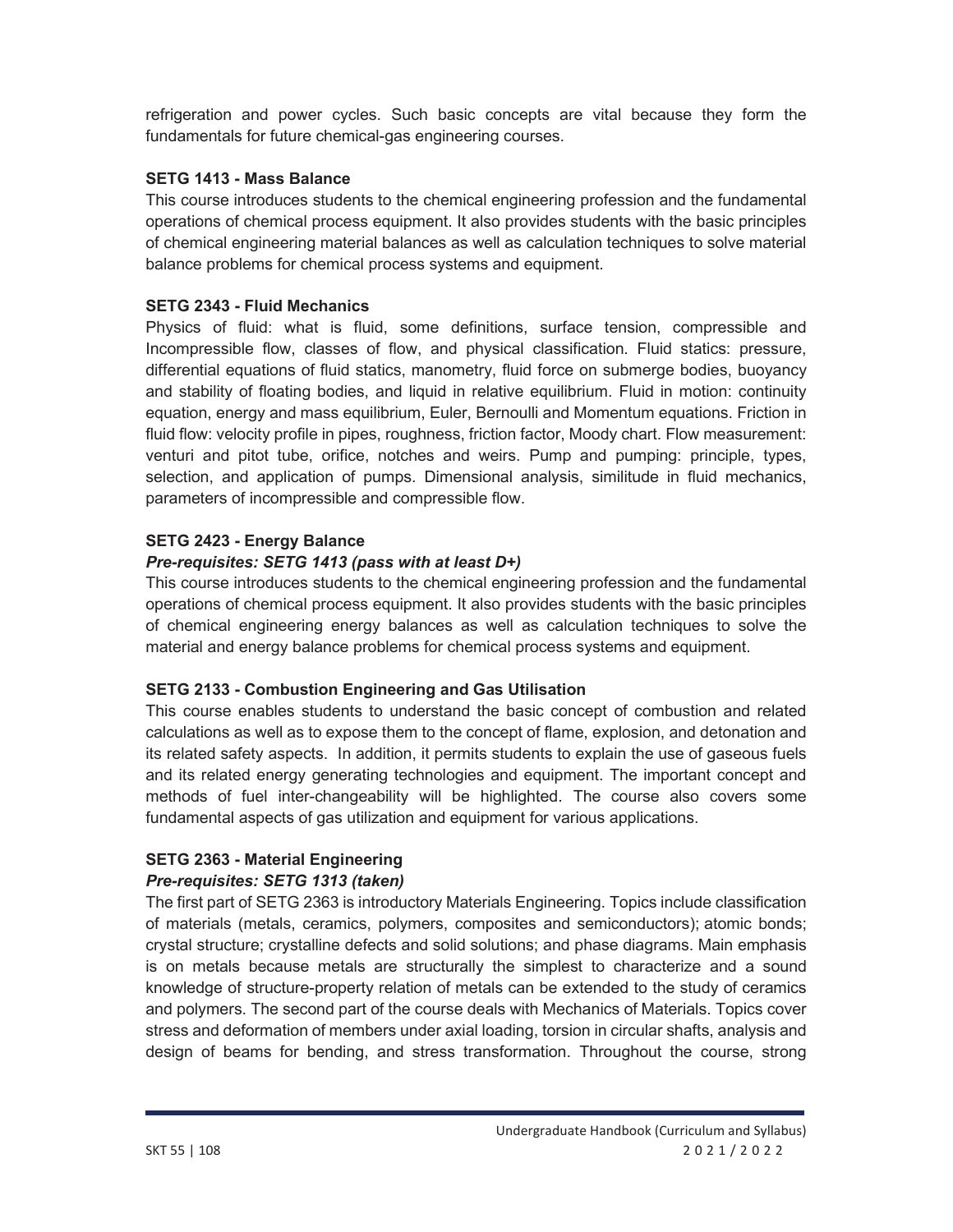refrigeration and power cycles. Such basic concepts are vital because they form the fundamentals for future chemical-gas engineering courses.

**SETG 1413 - Mass Balance**

This course introduces students to the chemical engineering profession and the fundamental operations of chemical process equipment. It also provides students with the basic principles of chemical engineering material balances as well as calculation techniques to solve material balance problems for chemical process systems and equipment.

**SETG 2343 - Fluid Mechanics**

Physics of fluid: what is fluid, some definitions, surface tension, compressible and Incompressible flow, classes of flow, and physical classification. Fluid statics: pressure, differential equations of fluid statics, manometry, fluid force on submerge bodies, buoyancy and stability of floating bodies, and liquid in relative equilibrium. Fluid in motion: continuity equation, energy and mass equilibrium, Euler, Bernoulli and Momentum equations. Friction in fluid flow: velocity profile in pipes, roughness, friction factor, Moody chart. Flow measurement: venturi and pitot tube, orifice, notches and weirs. Pump and pumping: principle, types, selection, and application of pumps. Dimensional analysis, similitude in fluid mechanics, parameters of incompressible and compressible flow.

**SETG 2423 - Energy Balance**

***Pre-requisites: SETG 1413 (pass with at least D+)***

This course introduces students to the chemical engineering profession and the fundamental operations of chemical process equipment. It also provides students with the basic principles of chemical engineering energy balances as well as calculation techniques to solve the material and energy balance problems for chemical process systems and equipment.

**SETG 2133 - Combustion Engineering and Gas Utilisation**

This course enables students to understand the basic concept of combustion and related calculations as well as to expose them to the concept of flame, explosion, and detonation and its related safety aspects. In addition, it permits students to explain the use of gaseous fuels and its related energy generating technologies and equipment. The important concept and methods of fuel inter-changeability will be highlighted. The course also covers some fundamental aspects of gas utilization and equipment for various applications.

**SETG 2363 - Material Engineering**

***Pre-requisites: SETG 1313 (taken)***

The first part of SETG 2363 is introductory Materials Engineering. Topics include classification of materials (metals, ceramics, polymers, composites and semiconductors); atomic bonds; crystal structure; crystalline defects and solid solutions; and phase diagrams. Main emphasis is on metals because metals are structurally the simplest to characterize and a sound knowledge of structure-property relation of metals can be extended to the study of ceramics and polymers. The second part of the course deals with Mechanics of Materials. Topics cover stress and deformation of members under axial loading, torsion in circular shafts, analysis and design of beams for bending, and stress transformation. Throughout the course, strong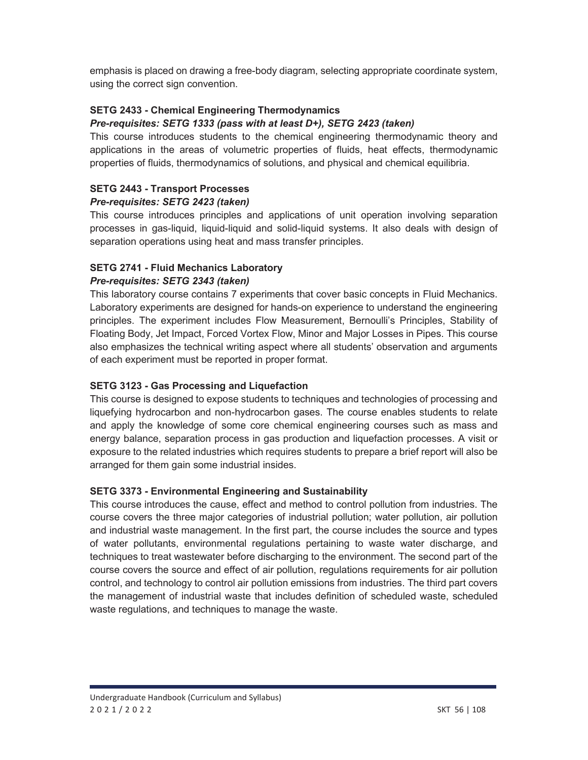emphasis is placed on drawing a free-body diagram, selecting appropriate coordinate system, using the correct sign convention.

**SETG 2433 - Chemical Engineering Thermodynamics**

***Pre-requisites: SETG 1333 (pass with at least D+), SETG 2423 (taken)***

This course introduces students to the chemical engineering thermodynamic theory and applications in the areas of volumetric properties of fluids, heat effects, thermodynamic properties of fluids, thermodynamics of solutions, and physical and chemical equilibria.

**SETG 2443 - Transport Processes**

***Pre-requisites: SETG 2423 (taken)***

This course introduces principles and applications of unit operation involving separation processes in gas-liquid, liquid-liquid and solid-liquid systems. It also deals with design of separation operations using heat and mass transfer principles.

**SETG 2741 - Fluid Mechanics Laboratory**

***Pre-requisites: SETG 2343 (taken)***

This laboratory course contains 7 experiments that cover basic concepts in Fluid Mechanics. Laboratory experiments are designed for hands-on experience to understand the engineering principles. The experiment includes Flow Measurement, Bernoulli's Principles, Stability of Floating Body, Jet Impact, Forced Vortex Flow, Minor and Major Losses in Pipes. This course also emphasizes the technical writing aspect where all students' observation and arguments of each experiment must be reported in proper format.

**SETG 3123 - Gas Processing and Liquefaction**

This course is designed to expose students to techniques and technologies of processing and liquefying hydrocarbon and non-hydrocarbon gases. The course enables students to relate and apply the knowledge of some core chemical engineering courses such as mass and energy balance, separation process in gas production and liquefaction processes. A visit or exposure to the related industries which requires students to prepare a brief report will also be arranged for them gain some industrial insides.

**SETG 3373 - Environmental Engineering and Sustainability**

This course introduces the cause, effect and method to control pollution from industries. The course covers the three major categories of industrial pollution; water pollution, air pollution and industrial waste management. In the first part, the course includes the source and types of water pollutants, environmental regulations pertaining to waste water discharge, and techniques to treat wastewater before discharging to the environment. The second part of the course covers the source and effect of air pollution, regulations requirements for air pollution control, and technology to control air pollution emissions from industries. The third part covers the management of industrial waste that includes definition of scheduled waste, scheduled waste regulations, and techniques to manage the waste.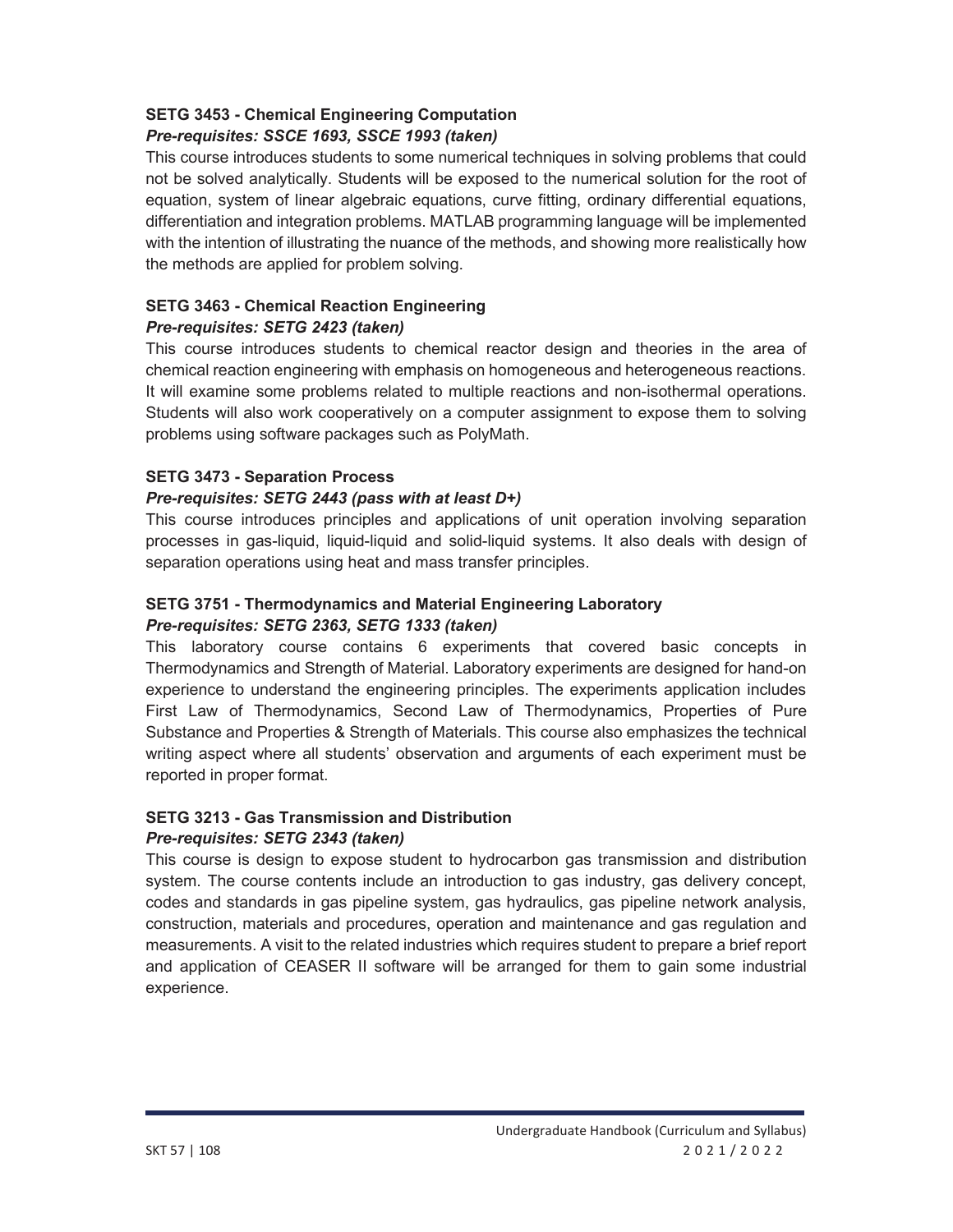**SETG 3453 - Chemical Engineering Computation**
***Pre-requisites: SSCE 1693, SSCE 1993 (taken)***

This course introduces students to some numerical techniques in solving problems that could not be solved analytically. Students will be exposed to the numerical solution for the root of equation, system of linear algebraic equations, curve fitting, ordinary differential equations, differentiation and integration problems. MATLAB programming language will be implemented with the intention of illustrating the nuance of the methods, and showing more realistically how the methods are applied for problem solving.

**SETG 3463 - Chemical Reaction Engineering**
***Pre-requisites: SETG 2423 (taken)***

This course introduces students to chemical reactor design and theories in the area of chemical reaction engineering with emphasis on homogeneous and heterogeneous reactions. It will examine some problems related to multiple reactions and non-isothermal operations. Students will also work cooperatively on a computer assignment to expose them to solving problems using software packages such as PolyMath.

**SETG 3473 - Separation Process**
***Pre-requisites: SETG 2443 (pass with at least D+)***

This course introduces principles and applications of unit operation involving separation processes in gas-liquid, liquid-liquid and solid-liquid systems. It also deals with design of separation operations using heat and mass transfer principles.

**SETG 3751 - Thermodynamics and Material Engineering Laboratory**
***Pre-requisites: SETG 2363, SETG 1333 (taken)***

This laboratory course contains 6 experiments that covered basic concepts in Thermodynamics and Strength of Material. Laboratory experiments are designed for hand-on experience to understand the engineering principles. The experiments application includes First Law of Thermodynamics, Second Law of Thermodynamics, Properties of Pure Substance and Properties & Strength of Materials. This course also emphasizes the technical writing aspect where all students' observation and arguments of each experiment must be reported in proper format.

**SETG 3213 - Gas Transmission and Distribution**
***Pre-requisites: SETG 2343 (taken)***

This course is design to expose student to hydrocarbon gas transmission and distribution system. The course contents include an introduction to gas industry, gas delivery concept, codes and standards in gas pipeline system, gas hydraulics, gas pipeline network analysis, construction, materials and procedures, operation and maintenance and gas regulation and measurements. A visit to the related industries which requires student to prepare a brief report and application of CEASER II software will be arranged for them to gain some industrial experience.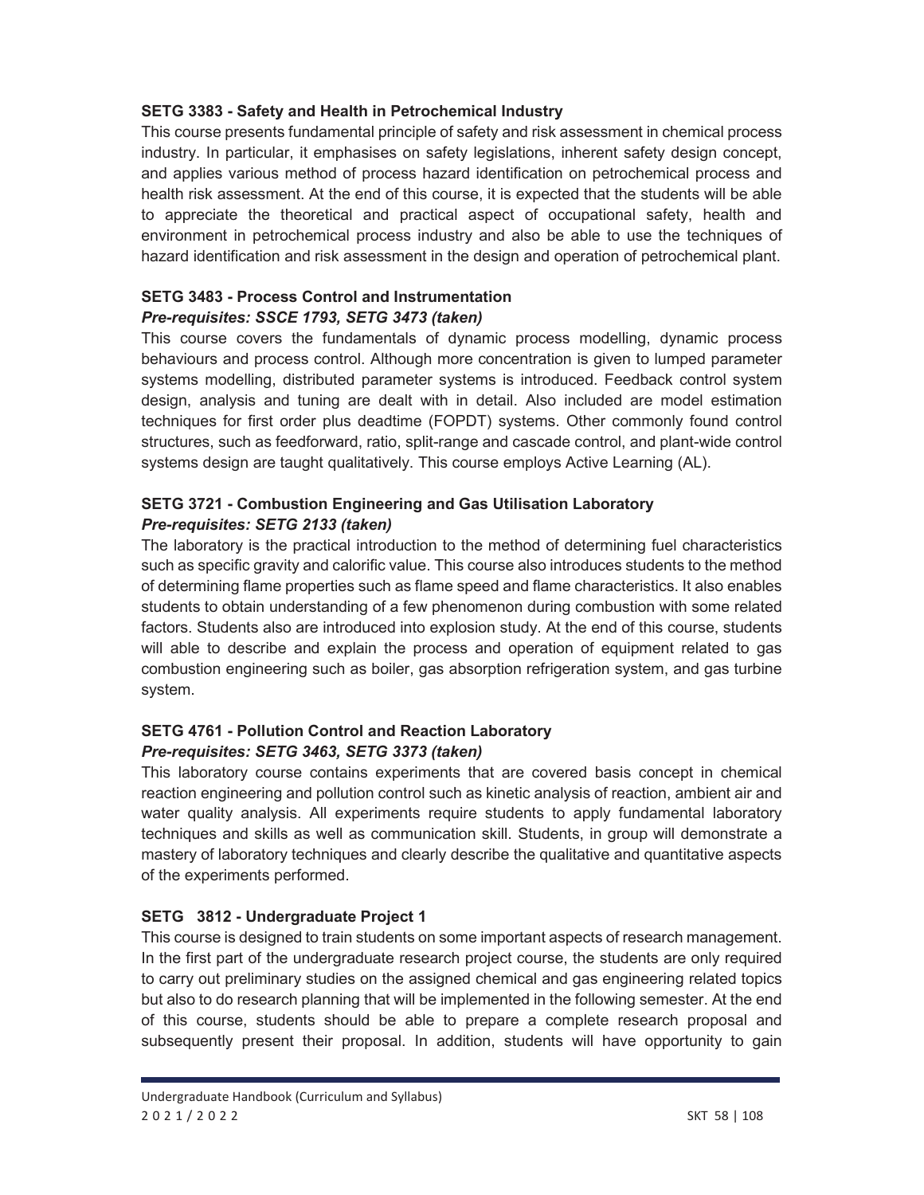**SETG 3383 - Safety and Health in Petrochemical Industry**

This course presents fundamental principle of safety and risk assessment in chemical process industry. In particular, it emphasises on safety legislations, inherent safety design concept, and applies various method of process hazard identification on petrochemical process and health risk assessment. At the end of this course, it is expected that the students will be able to appreciate the theoretical and practical aspect of occupational safety, health and environment in petrochemical process industry and also be able to use the techniques of hazard identification and risk assessment in the design and operation of petrochemical plant.

**SETG 3483 - Process Control and Instrumentation**
***Pre-requisites: SSCE 1793, SETG 3473 (taken)***

This course covers the fundamentals of dynamic process modelling, dynamic process behaviours and process control. Although more concentration is given to lumped parameter systems modelling, distributed parameter systems is introduced. Feedback control system design, analysis and tuning are dealt with in detail. Also included are model estimation techniques for first order plus deadtime (FOPDT) systems. Other commonly found control structures, such as feedforward, ratio, split-range and cascade control, and plant-wide control systems design are taught qualitatively. This course employs Active Learning (AL).

**SETG 3721 - Combustion Engineering and Gas Utilisation Laboratory**
***Pre-requisites: SETG 2133 (taken)***

The laboratory is the practical introduction to the method of determining fuel characteristics such as specific gravity and calorific value. This course also introduces students to the method of determining flame properties such as flame speed and flame characteristics. It also enables students to obtain understanding of a few phenomenon during combustion with some related factors. Students also are introduced into explosion study. At the end of this course, students will able to describe and explain the process and operation of equipment related to gas combustion engineering such as boiler, gas absorption refrigeration system, and gas turbine system.

**SETG 4761 - Pollution Control and Reaction Laboratory**
***Pre-requisites: SETG 3463, SETG 3373 (taken)***

This laboratory course contains experiments that are covered basis concept in chemical reaction engineering and pollution control such as kinetic analysis of reaction, ambient air and water quality analysis. All experiments require students to apply fundamental laboratory techniques and skills as well as communication skill. Students, in group will demonstrate a mastery of laboratory techniques and clearly describe the qualitative and quantitative aspects of the experiments performed.

**SETG 3812 - Undergraduate Project 1**

This course is designed to train students on some important aspects of research management. In the first part of the undergraduate research project course, the students are only required to carry out preliminary studies on the assigned chemical and gas engineering related topics but also to do research planning that will be implemented in the following semester. At the end of this course, students should be able to prepare a complete research proposal and subsequently present their proposal. In addition, students will have opportunity to gain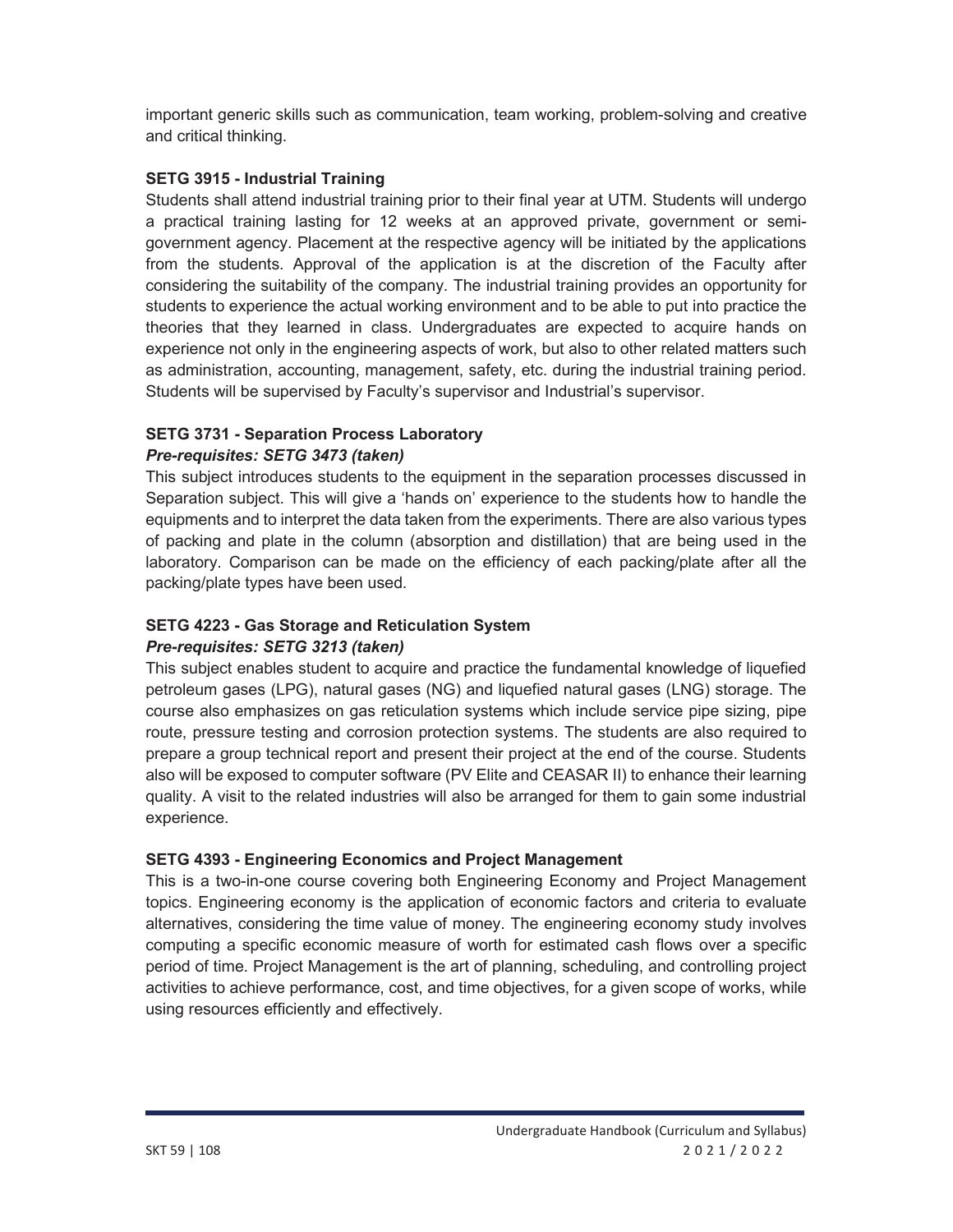important generic skills such as communication, team working, problem-solving and creative and critical thinking.

**SETG 3915 - Industrial Training**

Students shall attend industrial training prior to their final year at UTM. Students will undergo a practical training lasting for 12 weeks at an approved private, government or semi-government agency. Placement at the respective agency will be initiated by the applications from the students. Approval of the application is at the discretion of the Faculty after considering the suitability of the company. The industrial training provides an opportunity for students to experience the actual working environment and to be able to put into practice the theories that they learned in class. Undergraduates are expected to acquire hands on experience not only in the engineering aspects of work, but also to other related matters such as administration, accounting, management, safety, etc. during the industrial training period. Students will be supervised by Faculty's supervisor and Industrial's supervisor.

**SETG 3731 - Separation Process Laboratory**

***Pre-requisites: SETG 3473 (taken)***

This subject introduces students to the equipment in the separation processes discussed in Separation subject. This will give a 'hands on' experience to the students how to handle the equipments and to interpret the data taken from the experiments. There are also various types of packing and plate in the column (absorption and distillation) that are being used in the laboratory. Comparison can be made on the efficiency of each packing/plate after all the packing/plate types have been used.

**SETG 4223 - Gas Storage and Reticulation System**

***Pre-requisites: SETG 3213 (taken)***

This subject enables student to acquire and practice the fundamental knowledge of liquefied petroleum gases (LPG), natural gases (NG) and liquefied natural gases (LNG) storage. The course also emphasizes on gas reticulation systems which include service pipe sizing, pipe route, pressure testing and corrosion protection systems. The students are also required to prepare a group technical report and present their project at the end of the course. Students also will be exposed to computer software (PV Elite and CEASAR II) to enhance their learning quality. A visit to the related industries will also be arranged for them to gain some industrial experience.

**SETG 4393 - Engineering Economics and Project Management**

This is a two-in-one course covering both Engineering Economy and Project Management topics. Engineering economy is the application of economic factors and criteria to evaluate alternatives, considering the time value of money. The engineering economy study involves computing a specific economic measure of worth for estimated cash flows over a specific period of time. Project Management is the art of planning, scheduling, and controlling project activities to achieve performance, cost, and time objectives, for a given scope of works, while using resources efficiently and effectively.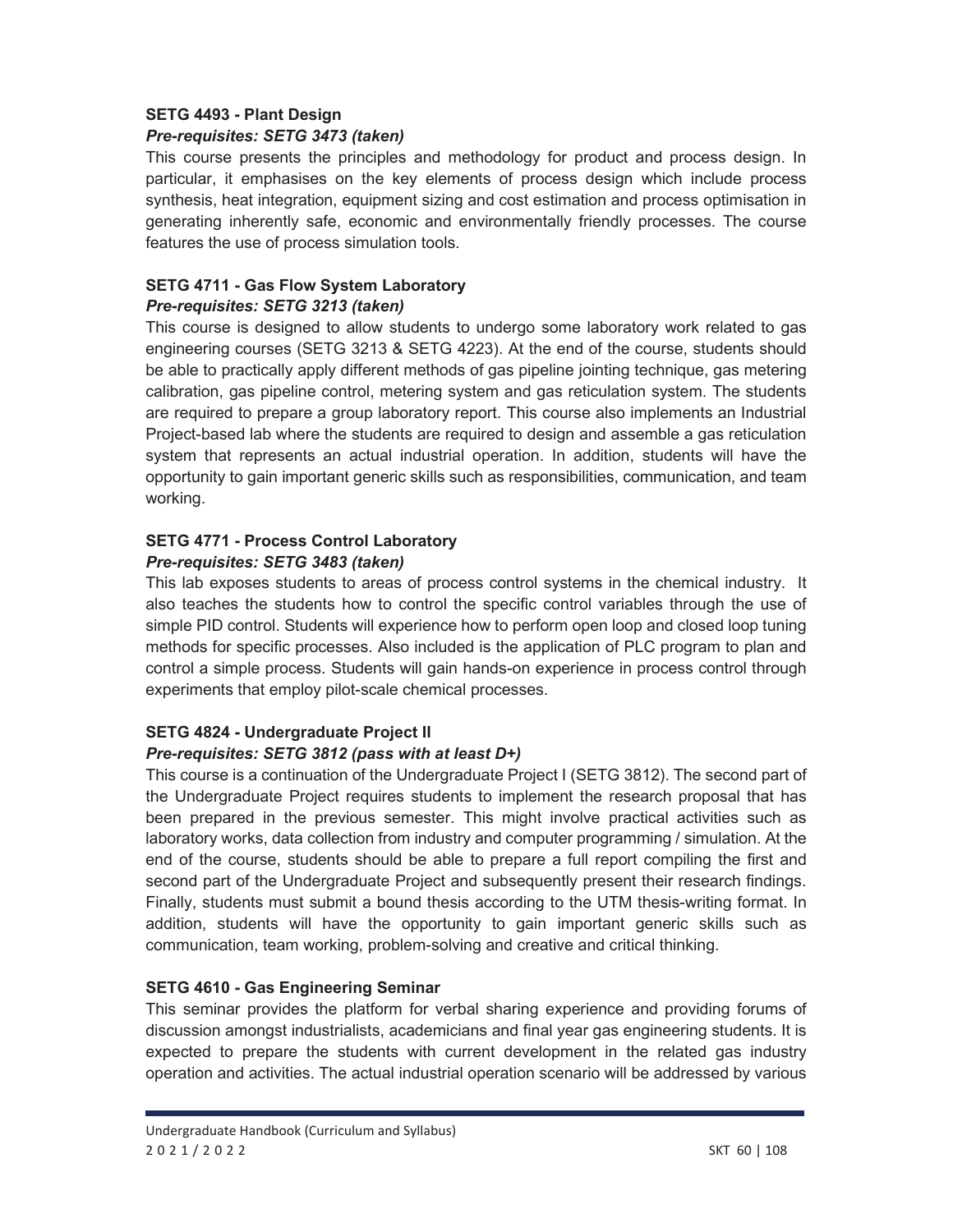### SETG 4493 - Plant Design

***Pre-requisites: SETG 3473 (taken)***

This course presents the principles and methodology for product and process design. In particular, it emphasises on the key elements of process design which include process synthesis, heat integration, equipment sizing and cost estimation and process optimisation in generating inherently safe, economic and environmentally friendly processes. The course features the use of process simulation tools.

### SETG 4711 - Gas Flow System Laboratory

***Pre-requisites: SETG 3213 (taken)***

This course is designed to allow students to undergo some laboratory work related to gas engineering courses (SETG 3213 & SETG 4223). At the end of the course, students should be able to practically apply different methods of gas pipeline jointing technique, gas metering calibration, gas pipeline control, metering system and gas reticulation system. The students are required to prepare a group laboratory report. This course also implements an Industrial Project-based lab where the students are required to design and assemble a gas reticulation system that represents an actual industrial operation. In addition, students will have the opportunity to gain important generic skills such as responsibilities, communication, and team working.

### SETG 4771 - Process Control Laboratory

***Pre-requisites: SETG 3483 (taken)***

This lab exposes students to areas of process control systems in the chemical industry. It also teaches the students how to control the specific control variables through the use of simple PID control. Students will experience how to perform open loop and closed loop tuning methods for specific processes. Also included is the application of PLC program to plan and control a simple process. Students will gain hands-on experience in process control through experiments that employ pilot-scale chemical processes.

### SETG 4824 - Undergraduate Project II

***Pre-requisites: SETG 3812 (pass with at least D+)***

This course is a continuation of the Undergraduate Project I (SETG 3812). The second part of the Undergraduate Project requires students to implement the research proposal that has been prepared in the previous semester. This might involve practical activities such as laboratory works, data collection from industry and computer programming / simulation. At the end of the course, students should be able to prepare a full report compiling the first and second part of the Undergraduate Project and subsequently present their research findings. Finally, students must submit a bound thesis according to the UTM thesis-writing format. In addition, students will have the opportunity to gain important generic skills such as communication, team working, problem-solving and creative and critical thinking.

### SETG 4610 - Gas Engineering Seminar

This seminar provides the platform for verbal sharing experience and providing forums of discussion amongst industrialists, academicians and final year gas engineering students. It is expected to prepare the students with current development in the related gas industry operation and activities. The actual industrial operation scenario will be addressed by various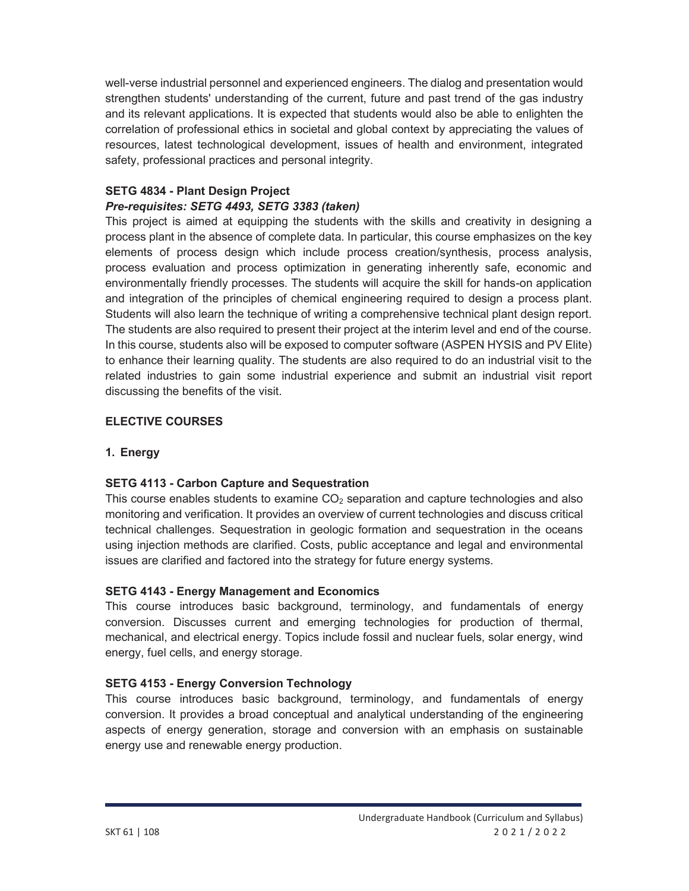well-verse industrial personnel and experienced engineers. The dialog and presentation would strengthen students' understanding of the current, future and past trend of the gas industry and its relevant applications. It is expected that students would also be able to enlighten the correlation of professional ethics in societal and global context by appreciating the values of resources, latest technological development, issues of health and environment, integrated safety, professional practices and personal integrity.

**SETG 4834 - Plant Design Project**

***Pre-requisites: SETG 4493, SETG 3383 (taken)***

This project is aimed at equipping the students with the skills and creativity in designing a process plant in the absence of complete data. In particular, this course emphasizes on the key elements of process design which include process creation/synthesis, process analysis, process evaluation and process optimization in generating inherently safe, economic and environmentally friendly processes. The students will acquire the skill for hands-on application and integration of the principles of chemical engineering required to design a process plant. Students will also learn the technique of writing a comprehensive technical plant design report. The students are also required to present their project at the interim level and end of the course. In this course, students also will be exposed to computer software (ASPEN HYSIS and PV Elite) to enhance their learning quality. The students are also required to do an industrial visit to the related industries to gain some industrial experience and submit an industrial visit report discussing the benefits of the visit.

**ELECTIVE COURSES**

**1. Energy**

**SETG 4113 - Carbon Capture and Sequestration**

This course enables students to examine $CO_2$ separation and capture technologies and also monitoring and verification. It provides an overview of current technologies and discuss critical technical challenges. Sequestration in geologic formation and sequestration in the oceans using injection methods are clarified. Costs, public acceptance and legal and environmental issues are clarified and factored into the strategy for future energy systems.

**SETG 4143 - Energy Management and Economics**

This course introduces basic background, terminology, and fundamentals of energy conversion. Discusses current and emerging technologies for production of thermal, mechanical, and electrical energy. Topics include fossil and nuclear fuels, solar energy, wind energy, fuel cells, and energy storage.

**SETG 4153 - Energy Conversion Technology**

This course introduces basic background, terminology, and fundamentals of energy conversion. It provides a broad conceptual and analytical understanding of the engineering aspects of energy generation, storage and conversion with an emphasis on sustainable energy use and renewable energy production.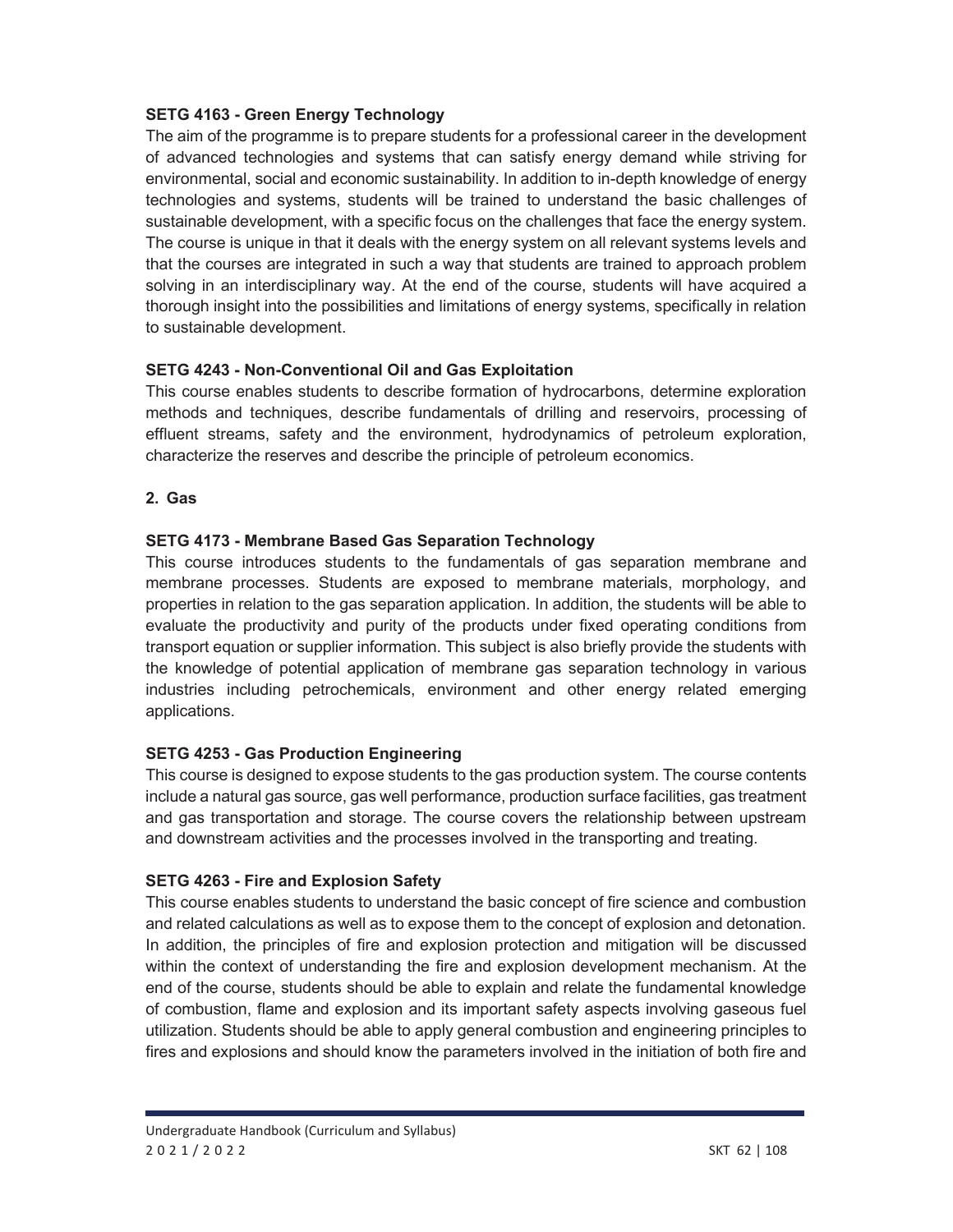**SETG 4163 - Green Energy Technology**

The aim of the programme is to prepare students for a professional career in the development of advanced technologies and systems that can satisfy energy demand while striving for environmental, social and economic sustainability. In addition to in-depth knowledge of energy technologies and systems, students will be trained to understand the basic challenges of sustainable development, with a specific focus on the challenges that face the energy system. The course is unique in that it deals with the energy system on all relevant systems levels and that the courses are integrated in such a way that students are trained to approach problem solving in an interdisciplinary way. At the end of the course, students will have acquired a thorough insight into the possibilities and limitations of energy systems, specifically in relation to sustainable development.

**SETG 4243 - Non-Conventional Oil and Gas Exploitation**

This course enables students to describe formation of hydrocarbons, determine exploration methods and techniques, describe fundamentals of drilling and reservoirs, processing of effluent streams, safety and the environment, hydrodynamics of petroleum exploration, characterize the reserves and describe the principle of petroleum economics.

**2. Gas**

**SETG 4173 - Membrane Based Gas Separation Technology**

This course introduces students to the fundamentals of gas separation membrane and membrane processes. Students are exposed to membrane materials, morphology, and properties in relation to the gas separation application. In addition, the students will be able to evaluate the productivity and purity of the products under fixed operating conditions from transport equation or supplier information. This subject is also briefly provide the students with the knowledge of potential application of membrane gas separation technology in various industries including petrochemicals, environment and other energy related emerging applications.

**SETG 4253 - Gas Production Engineering**

This course is designed to expose students to the gas production system. The course contents include a natural gas source, gas well performance, production surface facilities, gas treatment and gas transportation and storage. The course covers the relationship between upstream and downstream activities and the processes involved in the transporting and treating.

**SETG 4263 - Fire and Explosion Safety**

This course enables students to understand the basic concept of fire science and combustion and related calculations as well as to expose them to the concept of explosion and detonation. In addition, the principles of fire and explosion protection and mitigation will be discussed within the context of understanding the fire and explosion development mechanism. At the end of the course, students should be able to explain and relate the fundamental knowledge of combustion, flame and explosion and its important safety aspects involving gaseous fuel utilization. Students should be able to apply general combustion and engineering principles to fires and explosions and should know the parameters involved in the initiation of both fire and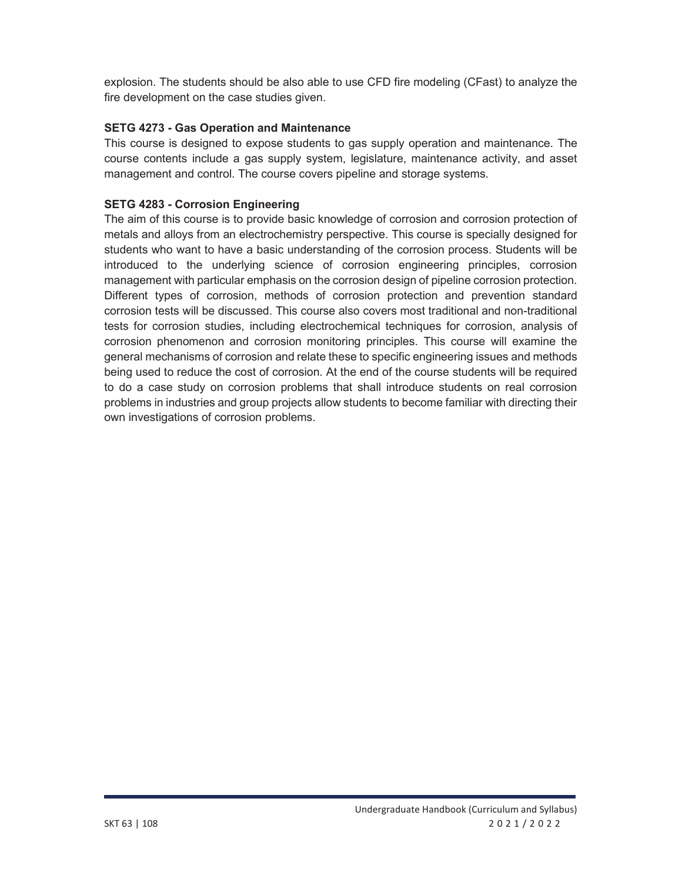explosion. The students should be also able to use CFD fire modeling (CFast) to analyze the fire development on the case studies given.

**SETG 4273 - Gas Operation and Maintenance**

This course is designed to expose students to gas supply operation and maintenance. The course contents include a gas supply system, legislature, maintenance activity, and asset management and control. The course covers pipeline and storage systems.

**SETG 4283 - Corrosion Engineering**

The aim of this course is to provide basic knowledge of corrosion and corrosion protection of metals and alloys from an electrochemistry perspective. This course is specially designed for students who want to have a basic understanding of the corrosion process. Students will be introduced to the underlying science of corrosion engineering principles, corrosion management with particular emphasis on the corrosion design of pipeline corrosion protection. Different types of corrosion, methods of corrosion protection and prevention standard corrosion tests will be discussed. This course also covers most traditional and non-traditional tests for corrosion studies, including electrochemical techniques for corrosion, analysis of corrosion phenomenon and corrosion monitoring principles. This course will examine the general mechanisms of corrosion and relate these to specific engineering issues and methods being used to reduce the cost of corrosion. At the end of the course students will be required to do a case study on corrosion problems that shall introduce students on real corrosion problems in industries and group projects allow students to become familiar with directing their own investigations of corrosion problems.